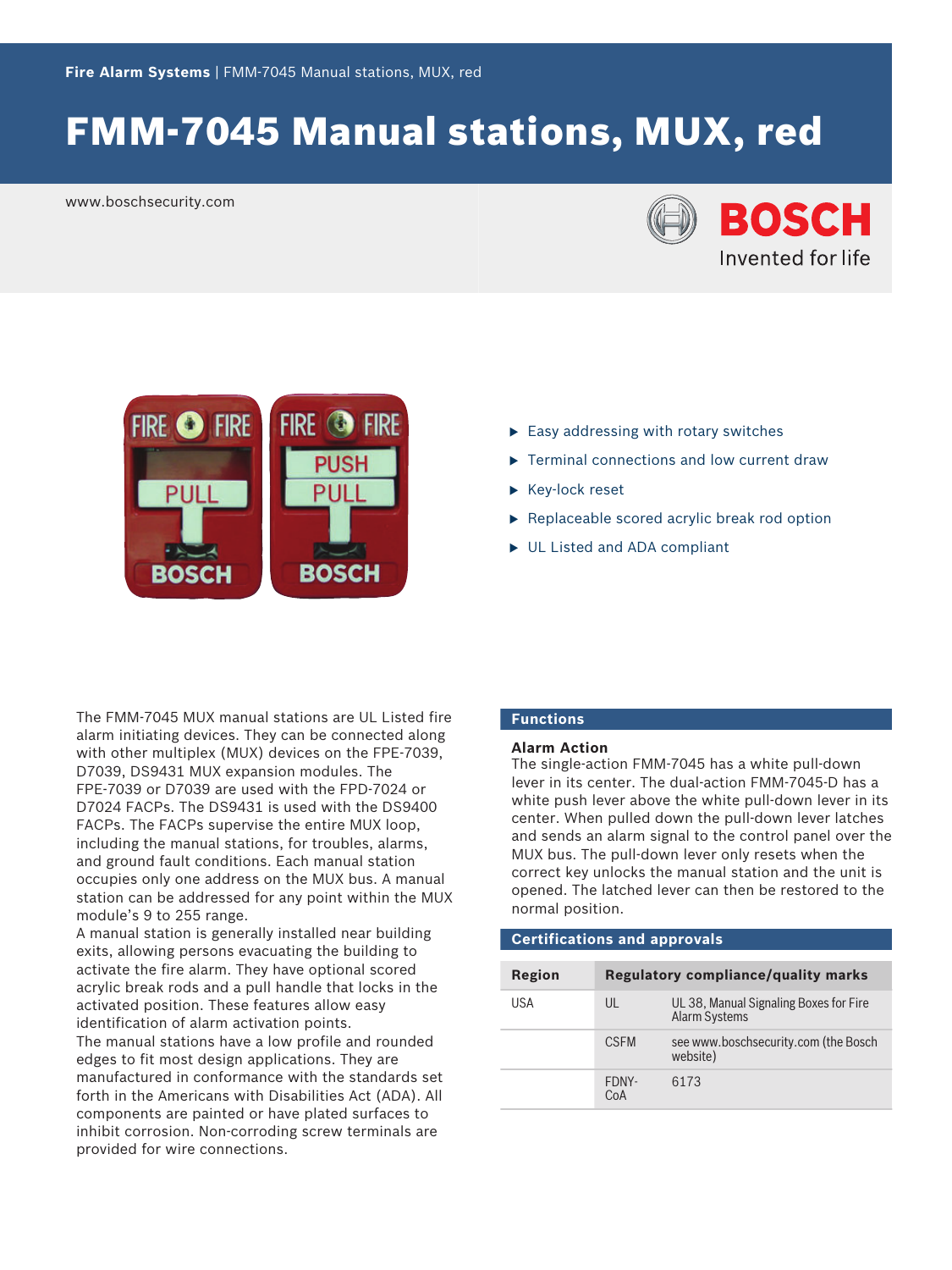# FMM-7045 Manual stations, MUX, red

www.boschsecurity.com

- Easy addressing with rotary switches
- Terminal connections and low current draw
- Key-lock reset
- Replaceable scored acrylic break rod option
- UL Listed and ADA compliant

The FMM-7045 MUX manual stations are UL Listed fire alarm initiating devices. They can be connected along with other multiplex (MUX) devices on the FPE-7039, D7039, DS9431 MUX expansion modules. The FPE-7039 or D7039 are used with the FPD-7024 or D7024 FACPs. The DS9431 is used with the DS9400 FACPs. The FACPs supervise the entire MUX loop, including the manual stations, for troubles, alarms, and ground fault conditions. Each manual station occupies only one address on the MUX bus. A manual station can be addressed for any point within the MUX module's 9 to 255 range.

A manual station is generally installed near building exits, allowing persons evacuating the building to activate the fire alarm. They have optional scored acrylic break rods and a pull handle that locks in the activated position. These features allow easy identification of alarm activation points.

The manual stations have a low profile and rounded edges to fit most design applications. They are manufactured in conformance with the standards set forth in the Americans with Disabilities Act (ADA). All components are painted or have plated surfaces to inhibit corrosion. Non-corroding screw terminals are provided for wire connections.

## Functions

### Alarm Action

The single-action FMM-7045 has a white pull-down lever in its center. The dual-action FMM-7045-D has a white push lever above the white pull-down lever in its center. When pulled down the pull-down lever latches and sends an alarm signal to the control panel over the MUX bus. The pull-down lever only resets when the correct key unlocks the manual station and the unit is opened. The latched lever can then be restored to the normal position.

## Certifications and approvals

| Region | Regulatory compliance/quality marks | |
|---|---|---|
| USA | UL | UL 38, Manual Signaling Boxes for Fire Alarm Systems |
| | CSFM | see www.boschsecurity.com (the Bosch website) |
| | FDNY-CoA | 6173 |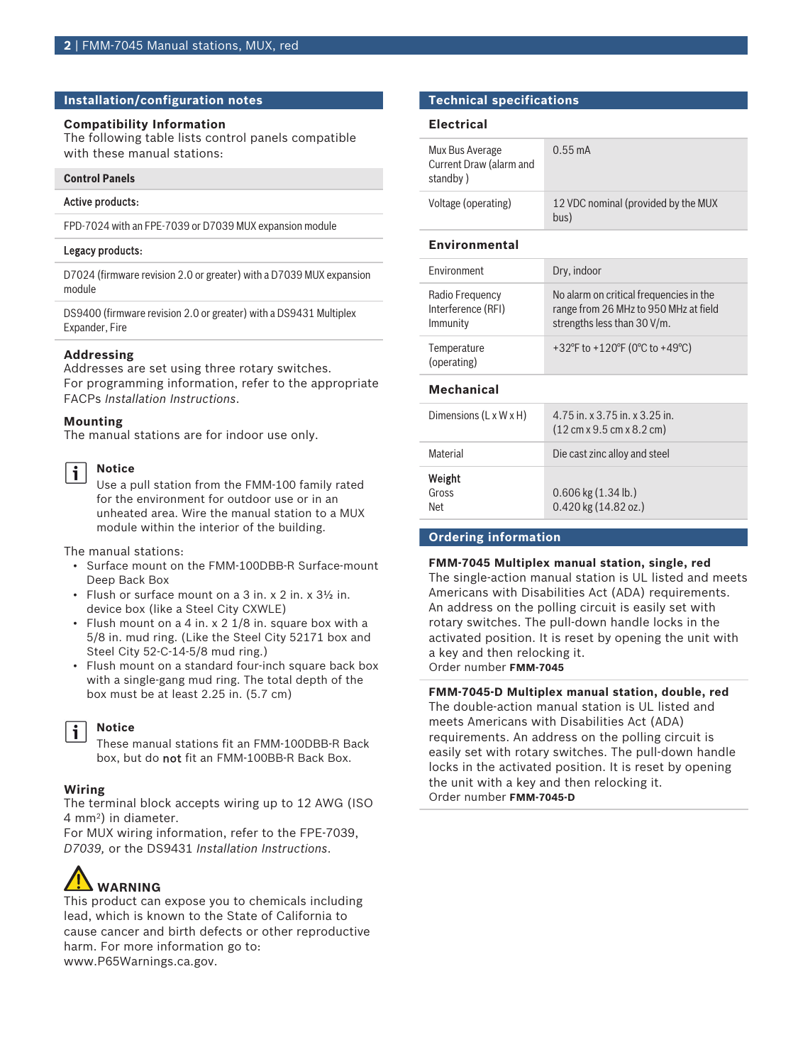## Installation/configuration notes

### Compatibility Information

The following table lists control panels compatible with these manual stations:

| Control Panels |
| --- |
| **Active products:** |
| FPD-7024 with an FPE-7039 or D7039 MUX expansion module |
| **Legacy products:** |
| D7024 (firmware revision 2.0 or greater) with a D7039 MUX expansion module |
| DS9400 (firmware revision 2.0 or greater) with a DS9431 Multiplex Expander, Fire |

### Addressing

Addresses are set using three rotary switches.
For programming information, refer to the appropriate FACPs *Installation Instructions*.

### Mounting

The manual stations are for indoor use only.

**Notice**
Use a pull station from the FMM-100 family rated for the environment for outdoor use or in an unheated area. Wire the manual station to a MUX module within the interior of the building.

The manual stations:

- Surface mount on the FMM-100DBB-R Surface-mount Deep Back Box
- Flush or surface mount on a 3 in. x 2 in. x 3½ in. device box (like a Steel City CXWLE)
- Flush mount on a 4 in. x 2 1/8 in. square box with a 5/8 in. mud ring. (Like the Steel City 52171 box and Steel City 52-C-14-5/8 mud ring.)
- Flush mount on a standard four-inch square back box with a single-gang mud ring. The total depth of the box must be at least 2.25 in. (5.7 cm)

**Notice**
These manual stations fit an FMM-100DBB-R Back box, but do **not** fit an FMM-100BB-R Back Box.

### Wiring

The terminal block accepts wiring up to 12 AWG (ISO 4 mm²) in diameter.
For MUX wiring information, refer to the FPE-7039, *D7039,* or the DS9431 *Installation Instructions*.

**WARNING**
This product can expose you to chemicals including lead, which is known to the State of California to cause cancer and birth defects or other reproductive harm. For more information go to: www.P65Warnings.ca.gov.

## Technical specifications

### Electrical

| | |
| --- | --- |
| Mux Bus Average Current Draw (alarm and standby ) | 0.55 mA |
| Voltage (operating) | 12 VDC nominal (provided by the MUX bus) |

### Environmental

| | |
| --- | --- |
| Environment | Dry, indoor |
| Radio Frequency Interference (RFI) Immunity | No alarm on critical frequencies in the range from 26 MHz to 950 MHz at field strengths less than 30 V/m. |
| Temperature (operating) | +32°F to +120°F (0°C to +49°C) |

### Mechanical

| | |
| --- | --- |
| Dimensions (L x W x H) | 4.75 in. x 3.75 in. x 3.25 in. (12 cm x 9.5 cm x 8.2 cm) |
| Material | Die cast zinc alloy and steel |
| **Weight** Gross Net | 0.606 kg (1.34 lb.) 0.420 kg (14.82 oz.) |

## Ordering information

**FMM-7045 Multiplex manual station, single, red**
The single-action manual station is UL listed and meets Americans with Disabilities Act (ADA) requirements. An address on the polling circuit is easily set with rotary switches. The pull-down handle locks in the activated position. It is reset by opening the unit with a key and then relocking it.
Order number **FMM-7045**

**FMM-7045-D Multiplex manual station, double, red**
The double-action manual station is UL listed and meets Americans with Disabilities Act (ADA) requirements. An address on the polling circuit is easily set with rotary switches. The pull-down handle locks in the activated position. It is reset by opening the unit with a key and then relocking it.
Order number **FMM-7045-D**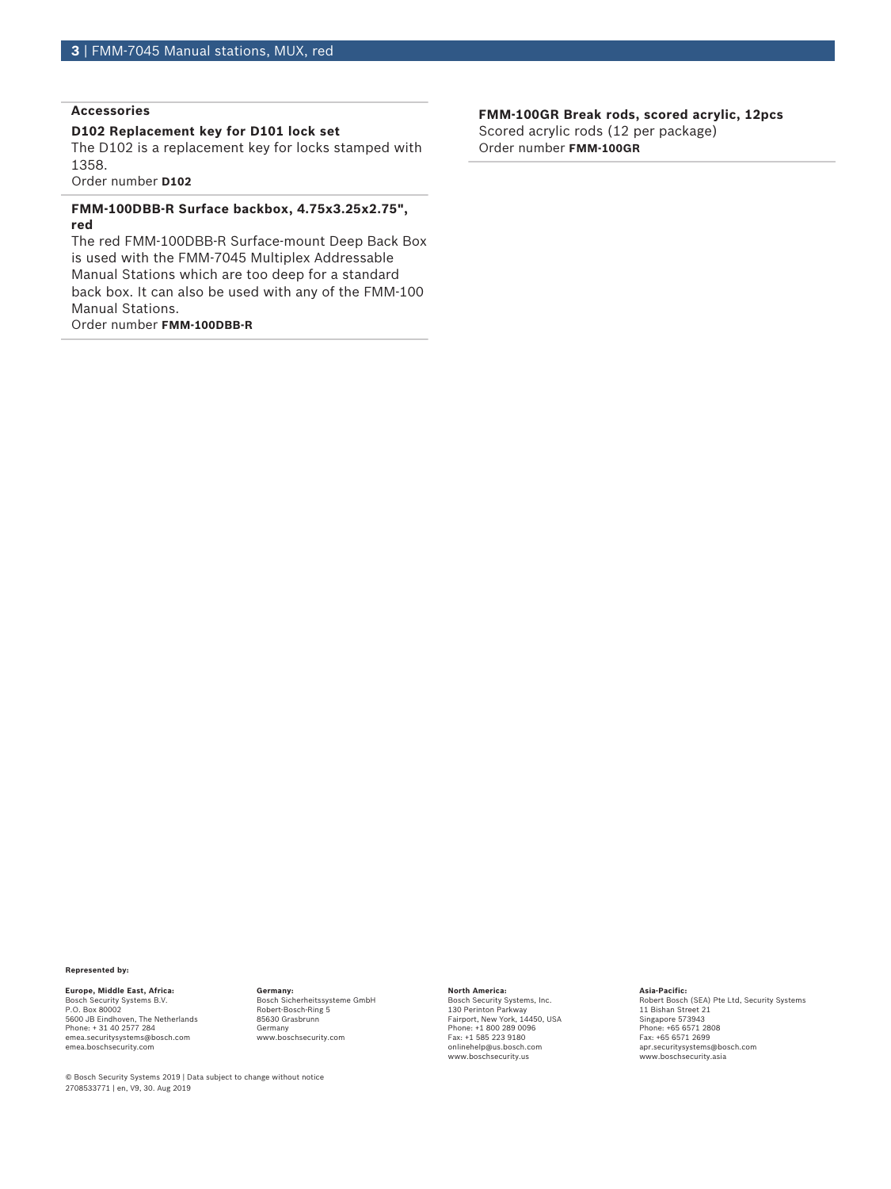## Accessories

**D102 Replacement key for D101 lock set**

The D102 is a replacement key for locks stamped with 1358.

Order number **D102**

**FMM-100DBB-R Surface backbox, 4.75x3.25x2.75", red**

The red FMM-100DBB-R Surface-mount Deep Back Box is used with the FMM-7045 Multiplex Addressable Manual Stations which are too deep for a standard back box. It can also be used with any of the FMM-100 Manual Stations.

Order number **FMM-100DBB-R**

**FMM-100GR Break rods, scored acrylic, 12pcs**

Scored acrylic rods (12 per package)

Order number **FMM-100GR**

**Represented by:**

**Europe, Middle East, Africa:**
Bosch Security Systems B.V.
P.O. Box 80002
5600 JB Eindhoven, The Netherlands
Phone: + 31 40 2577 284
emea.securitysystems@bosch.com
emea.boschsecurity.com

**Germany:**
Bosch Sicherheitssysteme GmbH
Robert-Bosch-Ring 5
85630 Grasbrunn
Germany
www.boschsecurity.com

**North America:**
Bosch Security Systems, Inc.
130 Perinton Parkway
Fairport, New York, 14450, USA
Phone: +1 800 289 0096
Fax: +1 585 223 9180
onlinehelp@us.bosch.com
www.boschsecurity.us

**Asia-Pacific:**
Robert Bosch (SEA) Pte Ltd, Security Systems
11 Bishan Street 21
Singapore 573943
Phone: +65 6571 2808
Fax: +65 6571 2699
apr.securitysystems@bosch.com
www.boschsecurity.asia

© Bosch Security Systems 2019 | Data subject to change without notice
2708533771 | en, V9, 30. Aug 2019